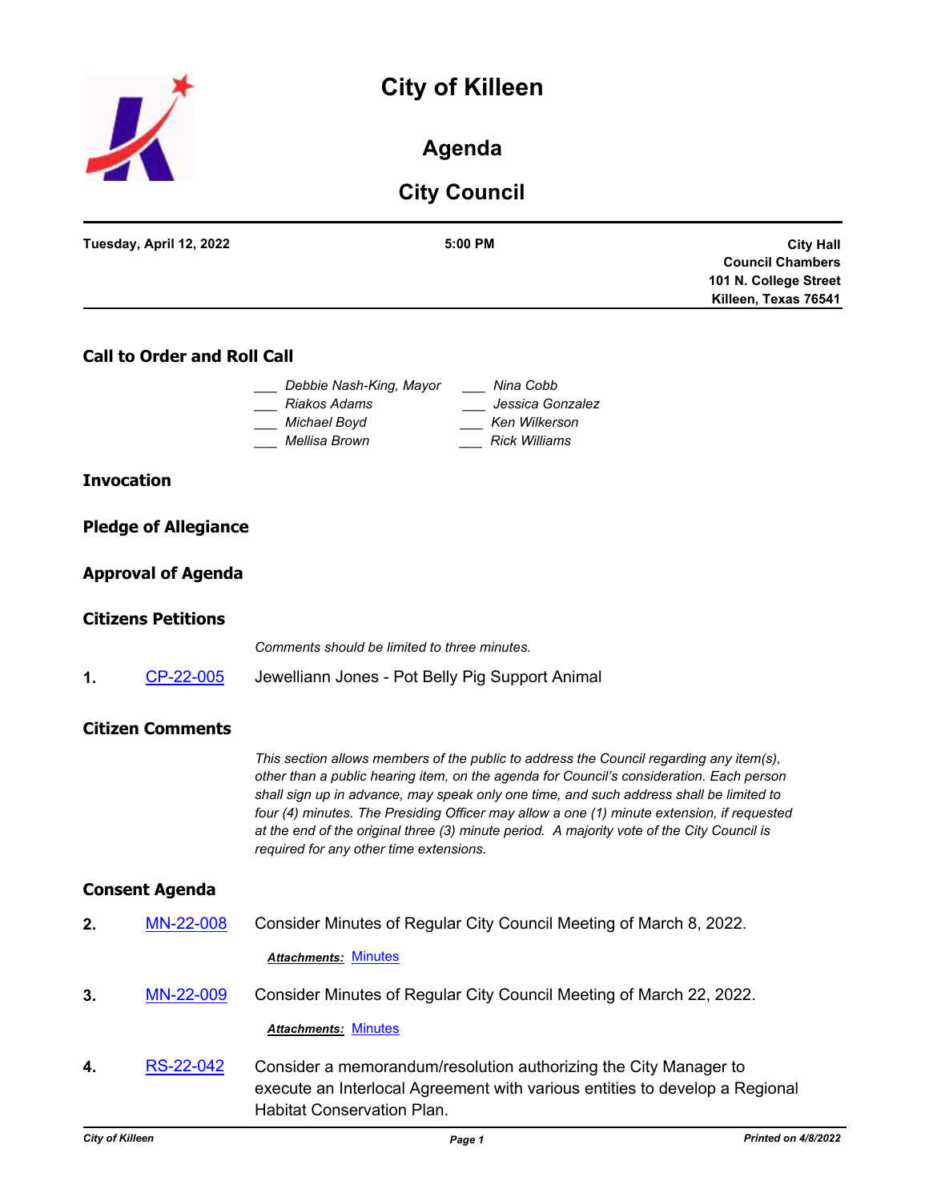# City of Killeen

## Agenda

## City Council

**Tuesday, April 12, 2022** | **5:00 PM** | **City Hall Council Chambers 101 N. College Street Killeen, Texas 76541**

### Call to Order and Roll Call

___ *Debbie Nash-King, Mayor*
___ *Riakos Adams*
___ *Michael Boyd*
___ *Mellisa Brown*
___ *Nina Cobb*
___ *Jessica Gonzalez*
___ *Ken Wilkerson*
___ *Rick Williams*

### Invocation

### Pledge of Allegiance

### Approval of Agenda

### Citizens Petitions

*Comments should be limited to three minutes.*

**1.** CP-22-005 Jewelliann Jones - Pot Belly Pig Support Animal

### Citizen Comments

*This section allows members of the public to address the Council regarding any item(s), other than a public hearing item, on the agenda for Council's consideration. Each person shall sign up in advance, may speak only one time, and such address shall be limited to four (4) minutes. The Presiding Officer may allow a one (1) minute extension, if requested at the end of the original three (3) minute period. A majority vote of the City Council is required for any other time extensions.*

### Consent Agenda

**2.** MN-22-008 Consider Minutes of Regular City Council Meeting of March 8, 2022.

***Attachments:*** Minutes

**3.** MN-22-009 Consider Minutes of Regular City Council Meeting of March 22, 2022.

***Attachments:*** Minutes

**4.** RS-22-042 Consider a memorandum/resolution authorizing the City Manager to execute an Interlocal Agreement with various entities to develop a Regional Habitat Conservation Plan.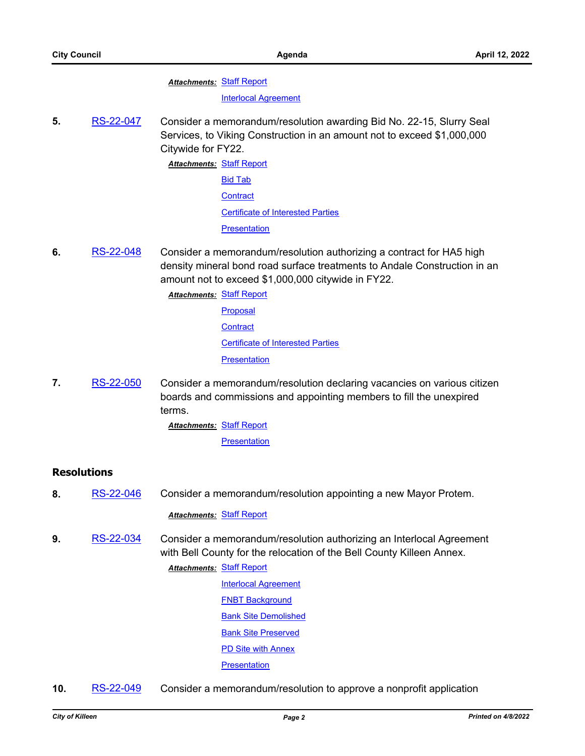***Attachments:*** Staff Report

Interlocal Agreement

**5.** RS-22-047 Consider a memorandum/resolution awarding Bid No. 22-15, Slurry Seal Services, to Viking Construction in an amount not to exceed $1,000,000 Citywide for FY22.

***Attachments:*** Staff Report

Bid Tab

Contract

Certificate of Interested Parties

Presentation

**6.** RS-22-048 Consider a memorandum/resolution authorizing a contract for HA5 high density mineral bond road surface treatments to Andale Construction in an amount not to exceed $1,000,000 citywide in FY22.

***Attachments:*** Staff Report

Proposal

Contract

Certificate of Interested Parties

Presentation

**7.** RS-22-050 Consider a memorandum/resolution declaring vacancies on various citizen boards and commissions and appointing members to fill the unexpired terms.

***Attachments:*** Staff Report

Presentation

## Resolutions

**8.** RS-22-046 Consider a memorandum/resolution appointing a new Mayor Protem.

***Attachments:*** Staff Report

**9.** RS-22-034 Consider a memorandum/resolution authorizing an Interlocal Agreement with Bell County for the relocation of the Bell County Killeen Annex.

***Attachments:*** Staff Report

Interlocal Agreement

FNBT Background

Bank Site Demolished

Bank Site Preserved

PD Site with Annex

Presentation

**10.** RS-22-049 Consider a memorandum/resolution to approve a nonprofit application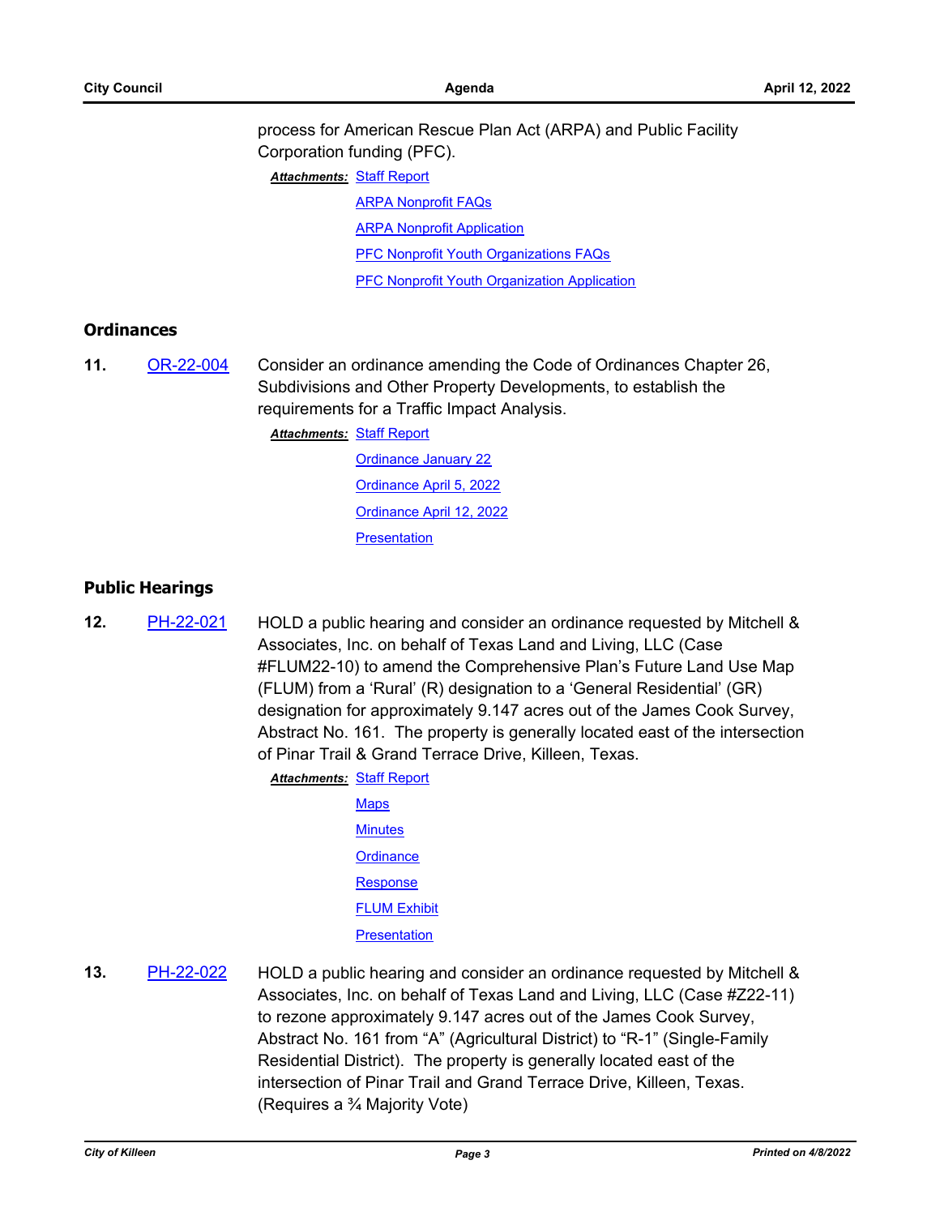process for American Rescue Plan Act (ARPA) and Public Facility Corporation funding (PFC).

***Attachments:*** Staff Report
ARPA Nonprofit FAQs
ARPA Nonprofit Application
PFC Nonprofit Youth Organizations FAQs
PFC Nonprofit Youth Organization Application

## Ordinances

**11.** OR-22-004 Consider an ordinance amending the Code of Ordinances Chapter 26, Subdivisions and Other Property Developments, to establish the requirements for a Traffic Impact Analysis.

***Attachments:*** Staff Report
Ordinance January 22
Ordinance April 5, 2022
Ordinance April 12, 2022
Presentation

## Public Hearings

**12.** PH-22-021 HOLD a public hearing and consider an ordinance requested by Mitchell & Associates, Inc. on behalf of Texas Land and Living, LLC (Case #FLUM22-10) to amend the Comprehensive Plan's Future Land Use Map (FLUM) from a 'Rural' (R) designation to a 'General Residential' (GR) designation for approximately 9.147 acres out of the James Cook Survey, Abstract No. 161. The property is generally located east of the intersection of Pinar Trail & Grand Terrace Drive, Killeen, Texas.

***Attachments:*** Staff Report
Maps
Minutes
Ordinance
Response
FLUM Exhibit
Presentation

**13.** PH-22-022 HOLD a public hearing and consider an ordinance requested by Mitchell & Associates, Inc. on behalf of Texas Land and Living, LLC (Case #Z22-11) to rezone approximately 9.147 acres out of the James Cook Survey, Abstract No. 161 from "A" (Agricultural District) to "R-1" (Single-Family Residential District). The property is generally located east of the intersection of Pinar Trail and Grand Terrace Drive, Killeen, Texas. (Requires a ¾ Majority Vote)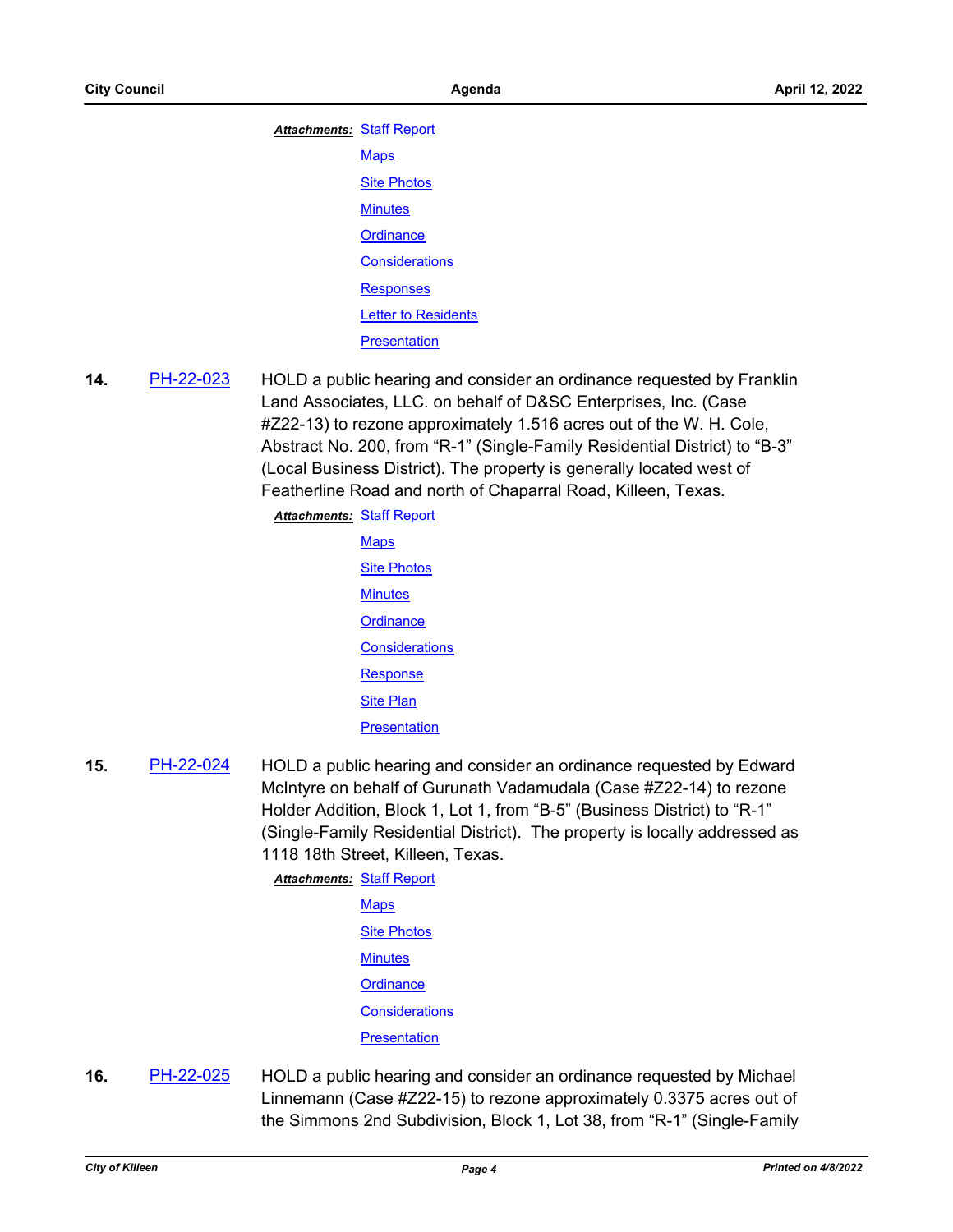***Attachments:*** Staff Report

Maps

Site Photos

Minutes

Ordinance

Considerations

Responses

Letter to Residents

Presentation

**14.** PH-22-023 HOLD a public hearing and consider an ordinance requested by Franklin Land Associates, LLC. on behalf of D&SC Enterprises, Inc. (Case #Z22-13) to rezone approximately 1.516 acres out of the W. H. Cole, Abstract No. 200, from "R-1" (Single-Family Residential District) to "B-3" (Local Business District). The property is generally located west of Featherline Road and north of Chaparral Road, Killeen, Texas.

***Attachments:*** Staff Report

Maps

Site Photos

Minutes

Ordinance

Considerations

Response

Site Plan

Presentation

**15.** PH-22-024 HOLD a public hearing and consider an ordinance requested by Edward McIntyre on behalf of Gurunath Vadamudala (Case #Z22-14) to rezone Holder Addition, Block 1, Lot 1, from "B-5" (Business District) to "R-1" (Single-Family Residential District). The property is locally addressed as 1118 18th Street, Killeen, Texas.

***Attachments:*** Staff Report

Maps

Site Photos

Minutes

Ordinance

Considerations

Presentation

**16.** PH-22-025 HOLD a public hearing and consider an ordinance requested by Michael Linnemann (Case #Z22-15) to rezone approximately 0.3375 acres out of the Simmons 2nd Subdivision, Block 1, Lot 38, from "R-1" (Single-Family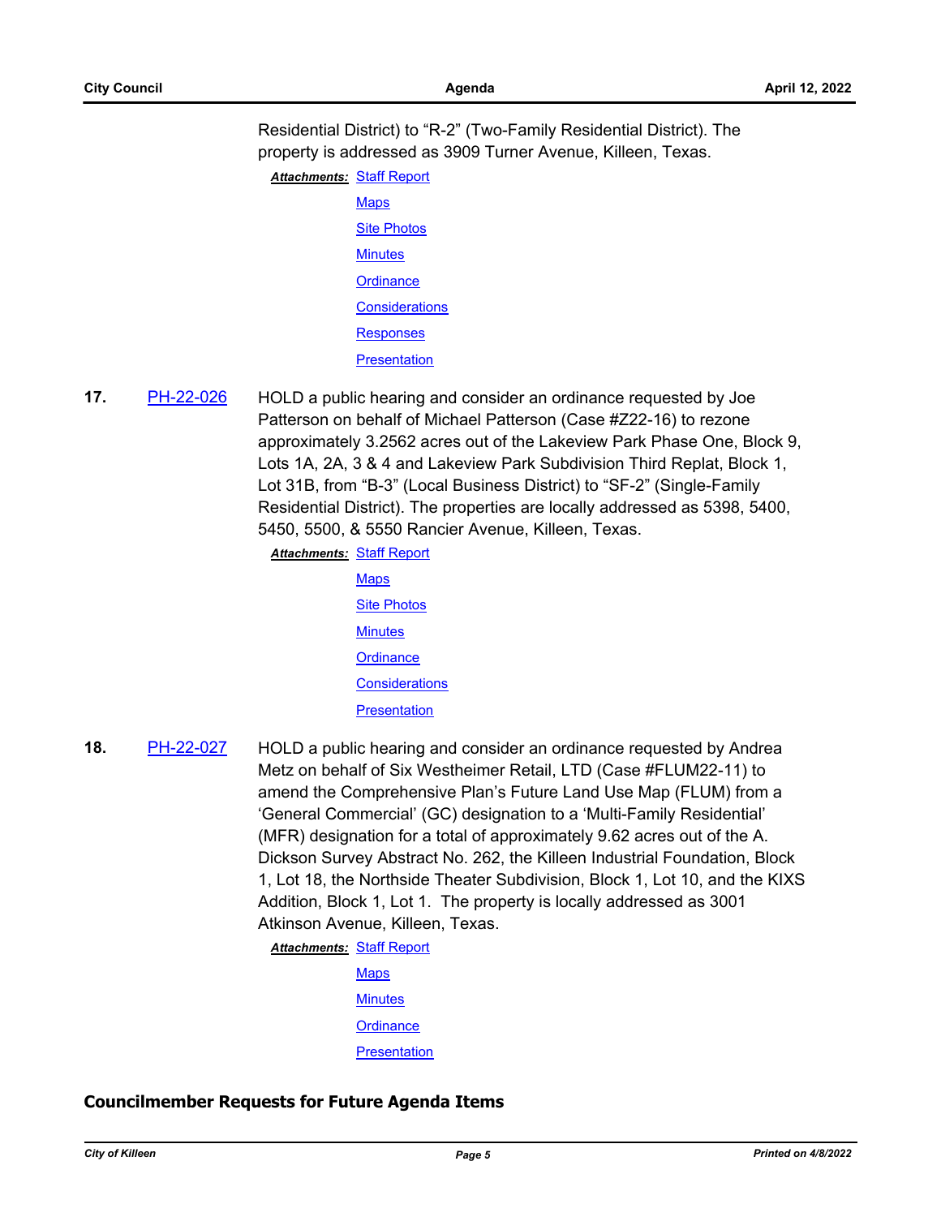Residential District) to “R-2” (Two-Family Residential District). The property is addressed as 3909 Turner Avenue, Killeen, Texas.

***Attachments:*** Staff Report
Maps
Site Photos
Minutes
Ordinance
Considerations
Responses
Presentation

**17.** PH-22-026 HOLD a public hearing and consider an ordinance requested by Joe Patterson on behalf of Michael Patterson (Case #Z22-16) to rezone approximately 3.2562 acres out of the Lakeview Park Phase One, Block 9, Lots 1A, 2A, 3 & 4 and Lakeview Park Subdivision Third Replat, Block 1, Lot 31B, from “B-3” (Local Business District) to “SF-2” (Single-Family Residential District). The properties are locally addressed as 5398, 5400, 5450, 5500, & 5550 Rancier Avenue, Killeen, Texas.

***Attachments:*** Staff Report
Maps
Site Photos
Minutes
Ordinance
Considerations
Presentation

**18.** PH-22-027 HOLD a public hearing and consider an ordinance requested by Andrea Metz on behalf of Six Westheimer Retail, LTD (Case #FLUM22-11) to amend the Comprehensive Plan’s Future Land Use Map (FLUM) from a ‘General Commercial’ (GC) designation to a ‘Multi-Family Residential’ (MFR) designation for a total of approximately 9.62 acres out of the A. Dickson Survey Abstract No. 262, the Killeen Industrial Foundation, Block 1, Lot 18, the Northside Theater Subdivision, Block 1, Lot 10, and the KIXS Addition, Block 1, Lot 1. The property is locally addressed as 3001 Atkinson Avenue, Killeen, Texas.

***Attachments:*** Staff Report
Maps
Minutes
Ordinance
Presentation

## Councilmember Requests for Future Agenda Items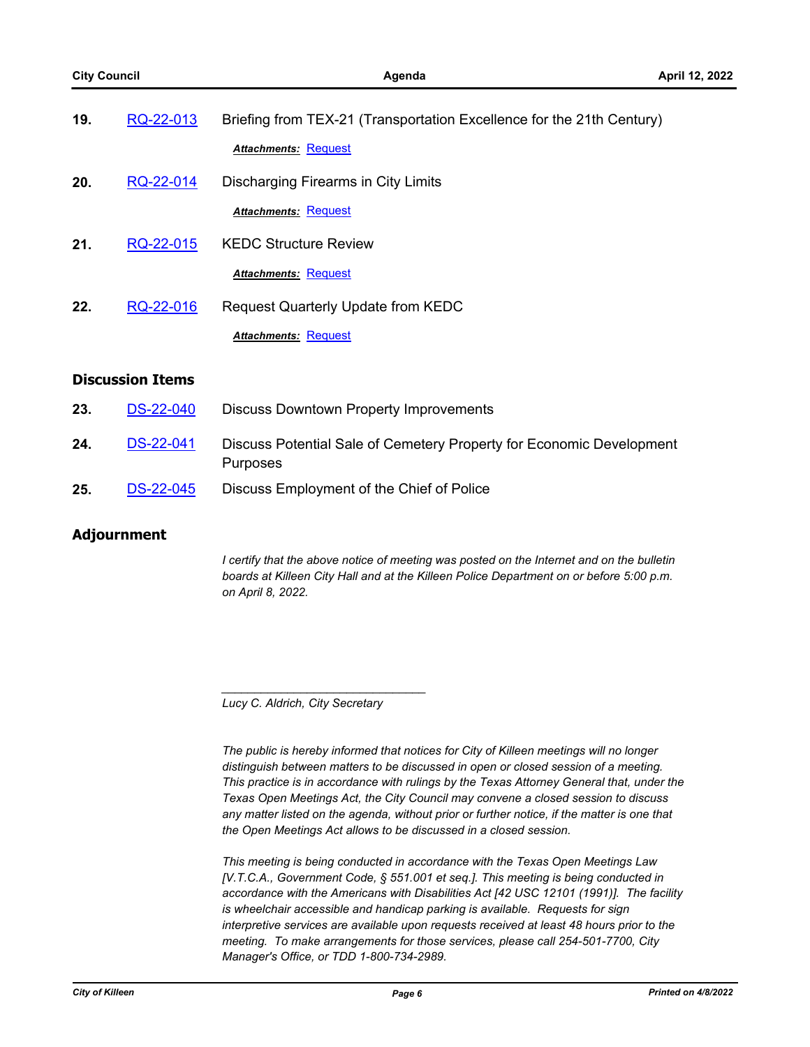19. RQ-22-013 Briefing from TEX-21 (Transportation Excellence for the 21th Century)

   ***Attachments:*** Request

20. RQ-22-014 Discharging Firearms in City Limits

   ***Attachments:*** Request

21. RQ-22-015 KEDC Structure Review

   ***Attachments:*** Request

22. RQ-22-016 Request Quarterly Update from KEDC

   ***Attachments:*** Request

## Discussion Items

23. DS-22-040 Discuss Downtown Property Improvements

24. DS-22-041 Discuss Potential Sale of Cemetery Property for Economic Development Purposes

25. DS-22-045 Discuss Employment of the Chief of Police

## Adjournment

*I certify that the above notice of meeting was posted on the Internet and on the bulletin boards at Killeen City Hall and at the Killeen Police Department on or before 5:00 p.m. on April 8, 2022.*

_______________________________

*Lucy C. Aldrich, City Secretary*

*The public is hereby informed that notices for City of Killeen meetings will no longer distinguish between matters to be discussed in open or closed session of a meeting. This practice is in accordance with rulings by the Texas Attorney General that, under the Texas Open Meetings Act, the City Council may convene a closed session to discuss any matter listed on the agenda, without prior or further notice, if the matter is one that the Open Meetings Act allows to be discussed in a closed session.*

*This meeting is being conducted in accordance with the Texas Open Meetings Law [V.T.C.A., Government Code, § 551.001 et seq.]. This meeting is being conducted in accordance with the Americans with Disabilities Act [42 USC 12101 (1991)]. The facility is wheelchair accessible and handicap parking is available. Requests for sign interpretive services are available upon requests received at least 48 hours prior to the meeting. To make arrangements for those services, please call 254-501-7700, City Manager's Office, or TDD 1-800-734-2989.*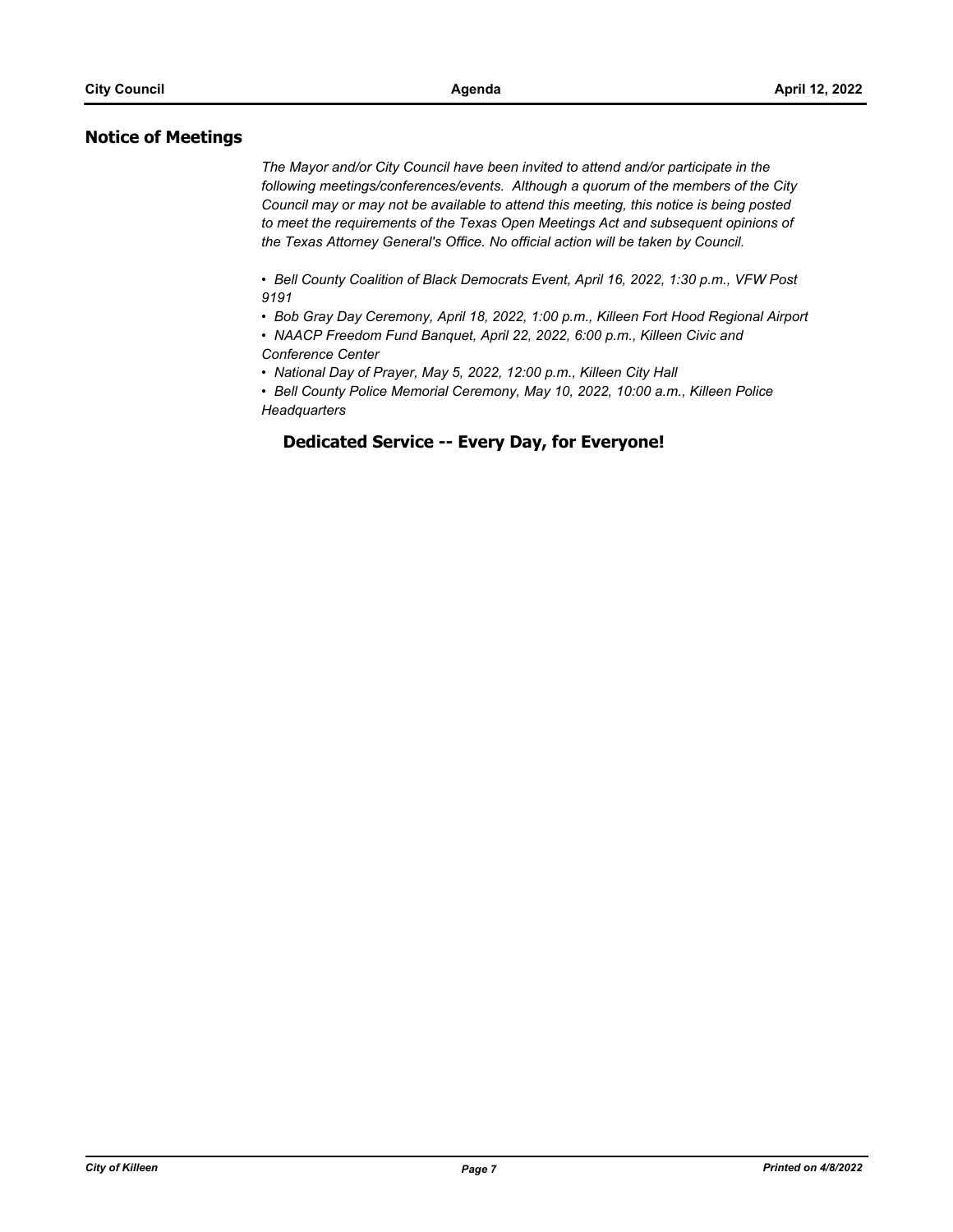## Notice of Meetings

*The Mayor and/or City Council have been invited to attend and/or participate in the following meetings/conferences/events. Although a quorum of the members of the City Council may or may not be available to attend this meeting, this notice is being posted to meet the requirements of the Texas Open Meetings Act and subsequent opinions of the Texas Attorney General's Office. No official action will be taken by Council.*

- *Bell County Coalition of Black Democrats Event, April 16, 2022, 1:30 p.m., VFW Post 9191*
- *Bob Gray Day Ceremony, April 18, 2022, 1:00 p.m., Killeen Fort Hood Regional Airport*
- *NAACP Freedom Fund Banquet, April 22, 2022, 6:00 p.m., Killeen Civic and Conference Center*
- *National Day of Prayer, May 5, 2022, 12:00 p.m., Killeen City Hall*
- *Bell County Police Memorial Ceremony, May 10, 2022, 10:00 a.m., Killeen Police Headquarters*

**Dedicated Service -- Every Day, for Everyone!**